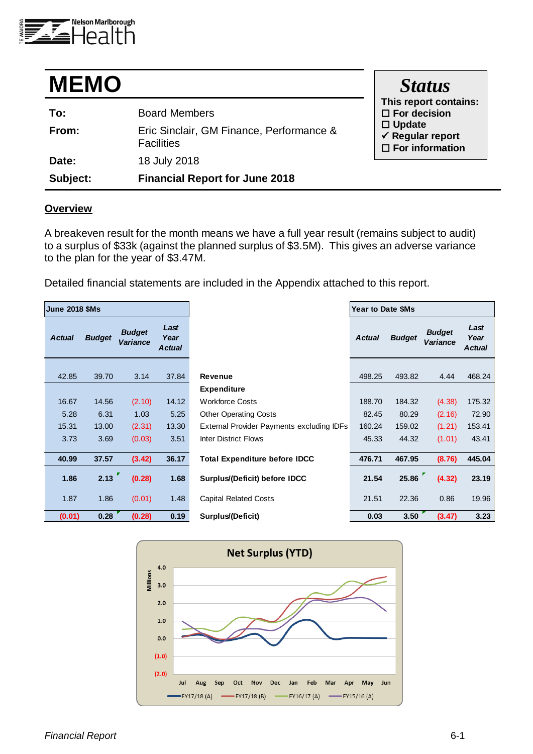Nelson Marlborough Health

# MEMO

| | |
|---|---|
| **To:** | Board Members |
| **From:** | Eric Sinclair, GM Finance, Performance & Facilities |
| **Date:** | 18 July 2018 |
| **Subject:** | **Financial Report for June 2018** |

**Status**

**This report contains:**

- ☐ For decision
- ☐ Update
- ✓ Regular report
- ☐ For information

## Overview

A breakeven result for the month means we have a full year result (remains subject to audit) to a surplus of $33k (against the planned surplus of $3.5M). This gives an adverse variance to the plan for the year of $3.47M.

Detailed financial statements are included in the Appendix attached to this report.

| June 2018 $Ms | | | | | Year to Date $Ms | | | |
|---|---|---|---|---|---|---|---|---|
| *Actual* | *Budget* | *Budget Variance* | *Last Year Actual* | | *Actual* | *Budget* | *Budget Variance* | *Last Year Actual* |
| 42.85 | 39.70 | 3.14 | 37.84 | **Revenue** | 498.25 | 493.82 | 4.44 | 468.24 |
| | | | | **Expenditure** | | | | |
| 16.67 | 14.56 | (2.10) | 14.12 | Workforce Costs | 188.70 | 184.32 | (4.38) | 175.32 |
| 5.28 | 6.31 | 1.03 | 5.25 | Other Operating Costs | 82.45 | 80.29 | (2.16) | 72.90 |
| 15.31 | 13.00 | (2.31) | 13.30 | External Provider Payments excluding IDFs | 160.24 | 159.02 | (1.21) | 153.41 |
| 3.73 | 3.69 | (0.03) | 3.51 | Inter District Flows | 45.33 | 44.32 | (1.01) | 43.41 |
| **40.99** | **37.57** | **(3.42)** | **36.17** | **Total Expenditure before IDCC** | **476.71** | **467.95** | **(8.76)** | **445.04** |
| **1.86** | **2.13** | **(0.28)** | **1.68** | **Surplus/(Deficit) before IDCC** | **21.54** | **25.86** | **(4.32)** | **23.19** |
| 1.87 | 1.86 | (0.01) | 1.48 | Capital Related Costs | 21.51 | 22.36 | 0.86 | 19.96 |
| **(0.01)** | **0.28** | **(0.28)** | **0.19** | **Surplus/(Deficit)** | **0.03** | **3.50** | **(3.47)** | **3.23** |

**Net Surplus (YTD)**

Millions: 4.0, 3.0, 2.0, 1.0, 0.0, (1.0), (2.0)

Jul, Aug, Sep, Oct, Nov, Dec, Jan, Feb, Mar, Apr, May, Jun

FY17/18 (A) — FY17/18 (B) — FY16/17 (A) — FY15/16 (A)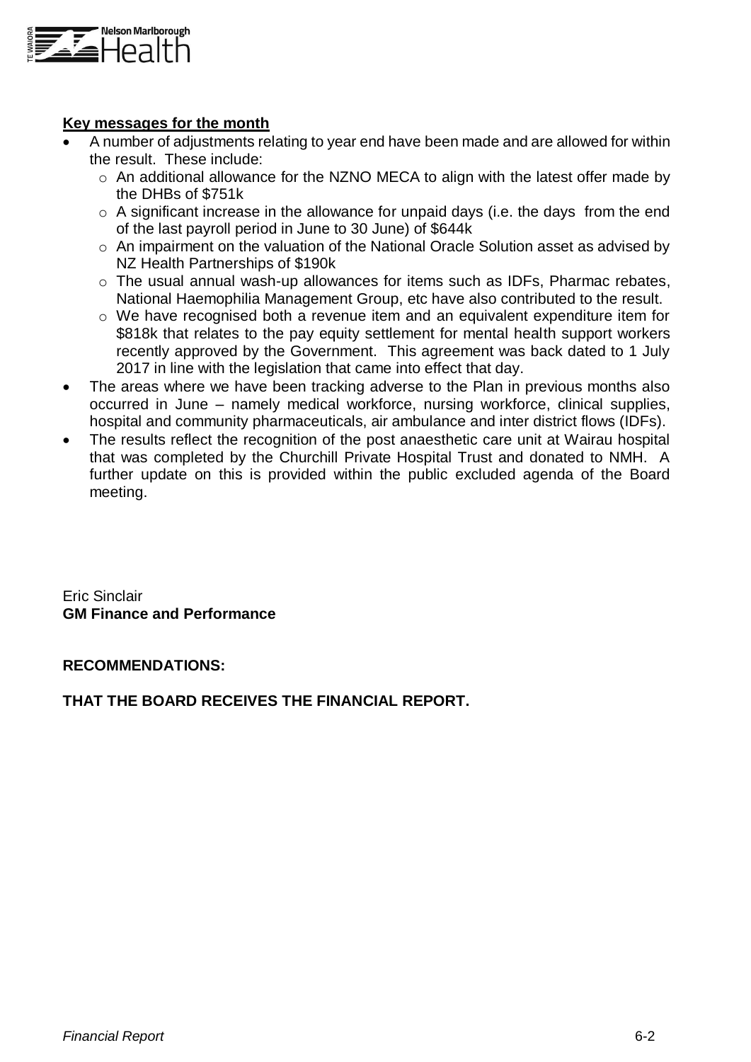**Key messages for the month**

- A number of adjustments relating to year end have been made and are allowed for within the result. These include:
  - An additional allowance for the NZNO MECA to align with the latest offer made by the DHBs of $751k
  - A significant increase in the allowance for unpaid days (i.e. the days from the end of the last payroll period in June to 30 June) of $644k
  - An impairment on the valuation of the National Oracle Solution asset as advised by NZ Health Partnerships of $190k
  - The usual annual wash-up allowances for items such as IDFs, Pharmac rebates, National Haemophilia Management Group, etc have also contributed to the result.
  - We have recognised both a revenue item and an equivalent expenditure item for $818k that relates to the pay equity settlement for mental health support workers recently approved by the Government. This agreement was back dated to 1 July 2017 in line with the legislation that came into effect that day.
- The areas where we have been tracking adverse to the Plan in previous months also occurred in June – namely medical workforce, nursing workforce, clinical supplies, hospital and community pharmaceuticals, air ambulance and inter district flows (IDFs).
- The results reflect the recognition of the post anaesthetic care unit at Wairau hospital that was completed by the Churchill Private Hospital Trust and donated to NMH. A further update on this is provided within the public excluded agenda of the Board meeting.

Eric Sinclair
**GM Finance and Performance**

**RECOMMENDATIONS:**

**THAT THE BOARD RECEIVES THE FINANCIAL REPORT.**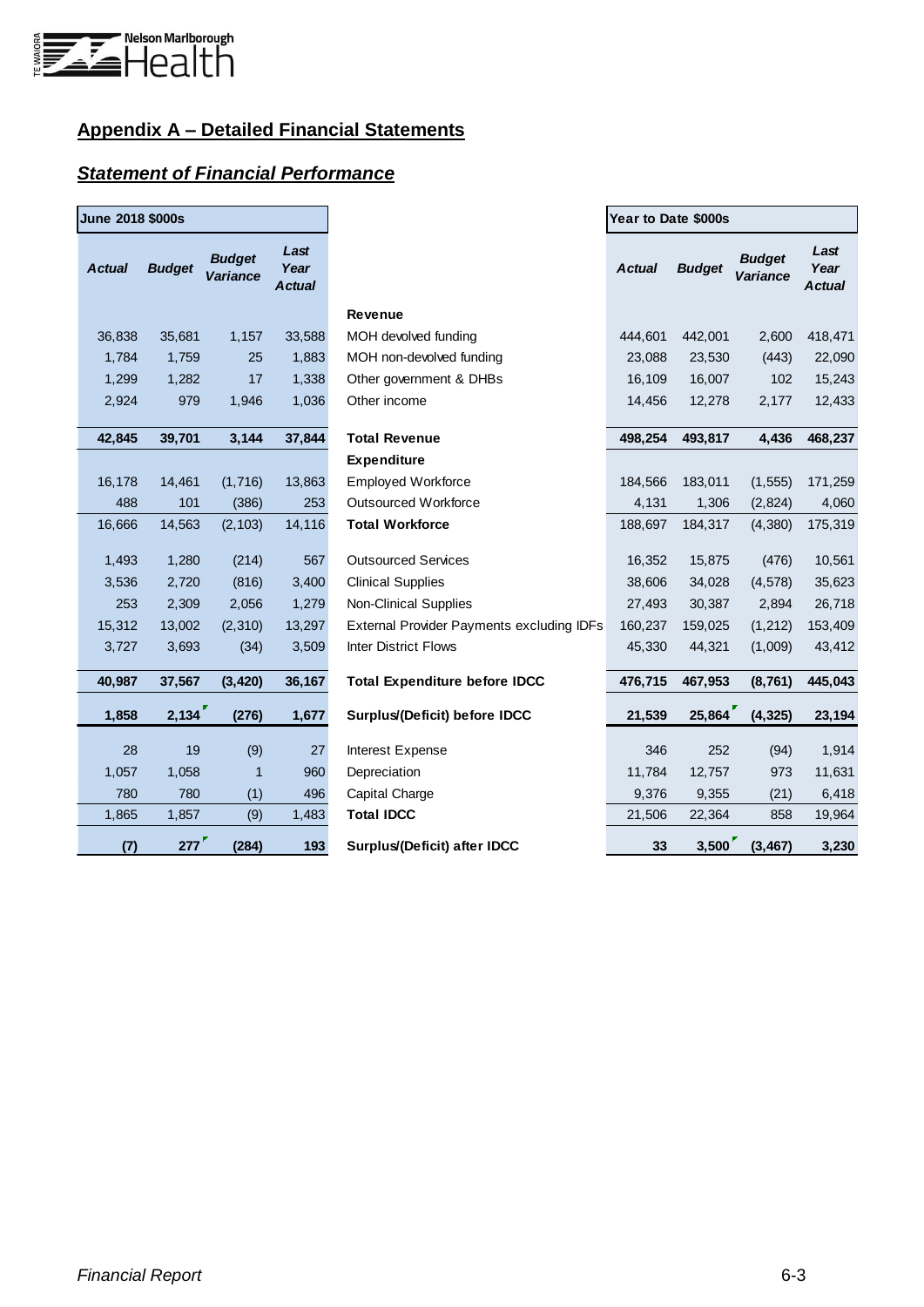## Appendix A – Detailed Financial Statements

### *Statement of Financial Performance*

| June 2018 $000s | | | | | Year to Date $000s | | | |
|---|---|---|---|---|---|---|---|---|
| ***Actual*** | ***Budget*** | ***Budget Variance*** | ***Last Year Actual*** | | ***Actual*** | ***Budget*** | ***Budget Variance*** | ***Last Year Actual*** |
| | | | | **Revenue** | | | | |
| 36,838 | 35,681 | 1,157 | 33,588 | MOH devolved funding | 444,601 | 442,001 | 2,600 | 418,471 |
| 1,784 | 1,759 | 25 | 1,883 | MOH non-devolved funding | 23,088 | 23,530 | (443) | 22,090 |
| 1,299 | 1,282 | 17 | 1,338 | Other government & DHBs | 16,109 | 16,007 | 102 | 15,243 |
| 2,924 | 979 | 1,946 | 1,036 | Other income | 14,456 | 12,278 | 2,177 | 12,433 |
| **42,845** | **39,701** | **3,144** | **37,844** | **Total Revenue** | **498,254** | **493,817** | **4,436** | **468,237** |
| | | | | **Expenditure** | | | | |
| 16,178 | 14,461 | (1,716) | 13,863 | Employed Workforce | 184,566 | 183,011 | (1,555) | 171,259 |
| 488 | 101 | (386) | 253 | Outsourced Workforce | 4,131 | 1,306 | (2,824) | 4,060 |
| 16,666 | 14,563 | (2,103) | 14,116 | **Total Workforce** | 188,697 | 184,317 | (4,380) | 175,319 |
| 1,493 | 1,280 | (214) | 567 | Outsourced Services | 16,352 | 15,875 | (476) | 10,561 |
| 3,536 | 2,720 | (816) | 3,400 | Clinical Supplies | 38,606 | 34,028 | (4,578) | 35,623 |
| 253 | 2,309 | 2,056 | 1,279 | Non-Clinical Supplies | 27,493 | 30,387 | 2,894 | 26,718 |
| 15,312 | 13,002 | (2,310) | 13,297 | External Provider Payments excluding IDFs | 160,237 | 159,025 | (1,212) | 153,409 |
| 3,727 | 3,693 | (34) | 3,509 | Inter District Flows | 45,330 | 44,321 | (1,009) | 43,412 |
| **40,987** | **37,567** | **(3,420)** | **36,167** | **Total Expenditure before IDCC** | **476,715** | **467,953** | **(8,761)** | **445,043** |
| **1,858** | **2,134** | **(276)** | **1,677** | **Surplus/(Deficit) before IDCC** | **21,539** | **25,864** | **(4,325)** | **23,194** |
| 28 | 19 | (9) | 27 | Interest Expense | 346 | 252 | (94) | 1,914 |
| 1,057 | 1,058 | 1 | 960 | Depreciation | 11,784 | 12,757 | 973 | 11,631 |
| 780 | 780 | (1) | 496 | Capital Charge | 9,376 | 9,355 | (21) | 6,418 |
| 1,865 | 1,857 | (9) | 1,483 | **Total IDCC** | 21,506 | 22,364 | 858 | 19,964 |
| **(7)** | **277** | **(284)** | **193** | **Surplus/(Deficit) after IDCC** | **33** | **3,500** | **(3,467)** | **3,230** |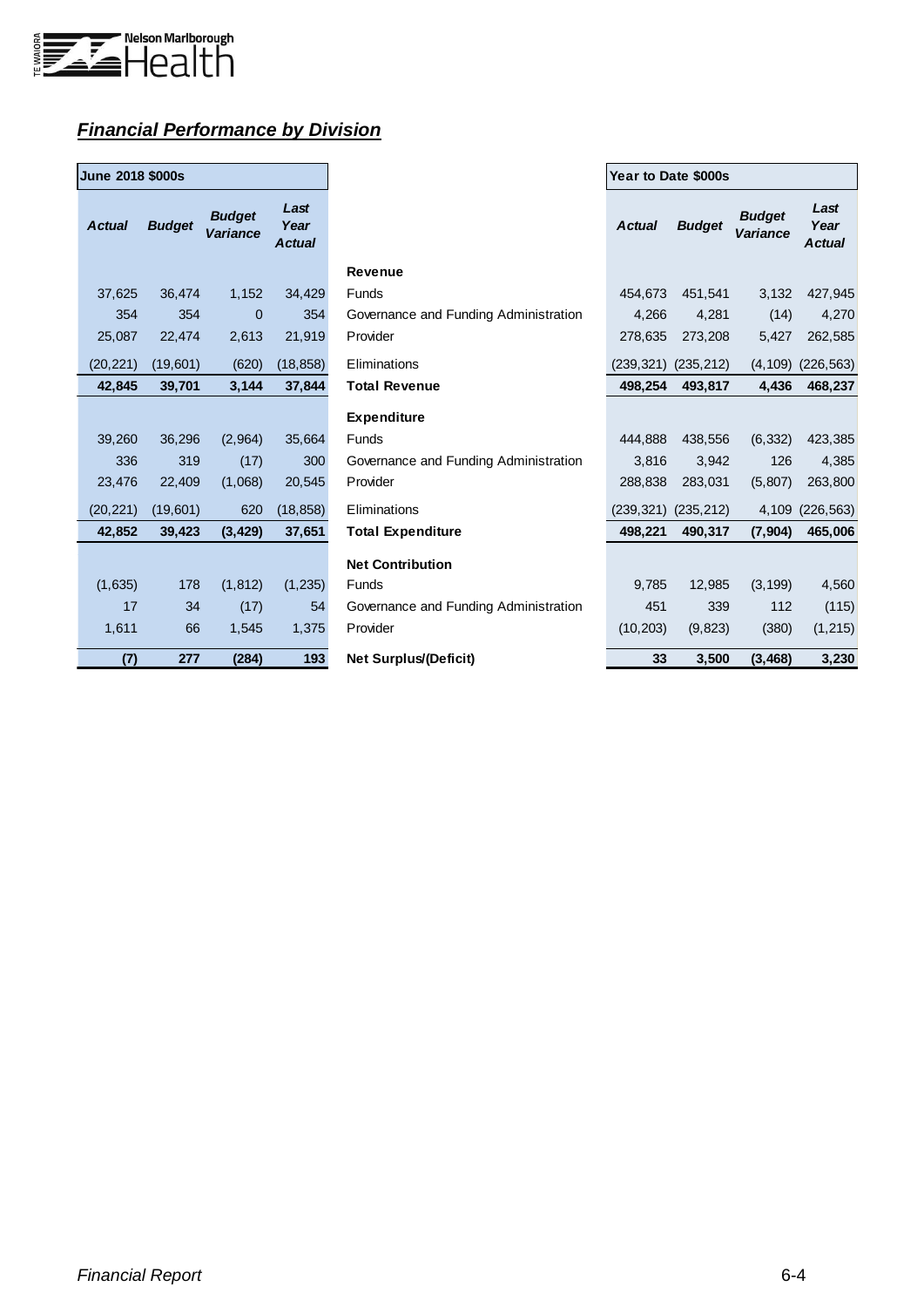## ***Financial Performance by Division***

| June 2018 $000s | | | | | Year to Date $000s | | | |
|---|---|---|---|---|---|---|---|---|
| ***Actual*** | ***Budget*** | ***Budget Variance*** | ***Last Year Actual*** | | ***Actual*** | ***Budget*** | ***Budget Variance*** | ***Last Year Actual*** |
| | | | | **Revenue** | | | | |
| 37,625 | 36,474 | 1,152 | 34,429 | Funds | 454,673 | 451,541 | 3,132 | 427,945 |
| 354 | 354 | 0 | 354 | Governance and Funding Administration | 4,266 | 4,281 | (14) | 4,270 |
| 25,087 | 22,474 | 2,613 | 21,919 | Provider | 278,635 | 273,208 | 5,427 | 262,585 |
| (20,221) | (19,601) | (620) | (18,858) | Eliminations | (239,321) | (235,212) | (4,109) | (226,563) |
| **42,845** | **39,701** | **3,144** | **37,844** | **Total Revenue** | **498,254** | **493,817** | **4,436** | **468,237** |
| | | | | **Expenditure** | | | | |
| 39,260 | 36,296 | (2,964) | 35,664 | Funds | 444,888 | 438,556 | (6,332) | 423,385 |
| 336 | 319 | (17) | 300 | Governance and Funding Administration | 3,816 | 3,942 | 126 | 4,385 |
| 23,476 | 22,409 | (1,068) | 20,545 | Provider | 288,838 | 283,031 | (5,807) | 263,800 |
| (20,221) | (19,601) | 620 | (18,858) | Eliminations | (239,321) | (235,212) | 4,109 | (226,563) |
| **42,852** | **39,423** | **(3,429)** | **37,651** | **Total Expenditure** | **498,221** | **490,317** | **(7,904)** | **465,006** |
| | | | | **Net Contribution** | | | | |
| (1,635) | 178 | (1,812) | (1,235) | Funds | 9,785 | 12,985 | (3,199) | 4,560 |
| 17 | 34 | (17) | 54 | Governance and Funding Administration | 451 | 339 | 112 | (115) |
| 1,611 | 66 | 1,545 | 1,375 | Provider | (10,203) | (9,823) | (380) | (1,215) |
| **(7)** | **277** | **(284)** | **193** | **Net Surplus/(Deficit)** | **33** | **3,500** | **(3,468)** | **3,230** |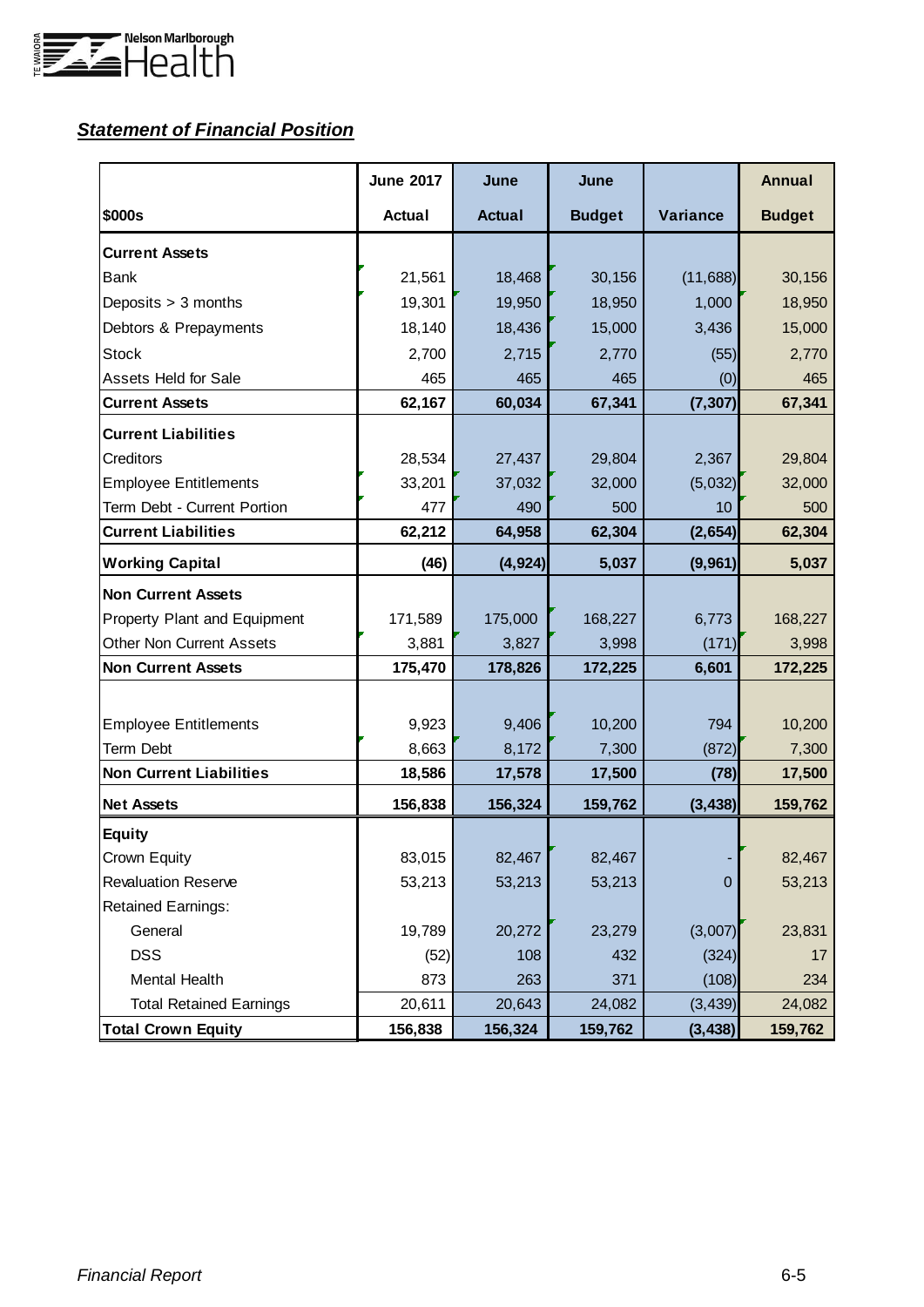## ***Statement of Financial Position***

| $000s | June 2017 Actual | June Actual | June Budget | Variance | Annual Budget |
|---|---|---|---|---|---|
| **Current Assets** | | | | | |
| Bank | 21,561 | 18,468 | 30,156 | (11,688) | 30,156 |
| Deposits > 3 months | 19,301 | 19,950 | 18,950 | 1,000 | 18,950 |
| Debtors & Prepayments | 18,140 | 18,436 | 15,000 | 3,436 | 15,000 |
| Stock | 2,700 | 2,715 | 2,770 | (55) | 2,770 |
| Assets Held for Sale | 465 | 465 | 465 | (0) | 465 |
| **Current Assets** | **62,167** | **60,034** | **67,341** | **(7,307)** | **67,341** |
| **Current Liabilities** | | | | | |
| Creditors | 28,534 | 27,437 | 29,804 | 2,367 | 29,804 |
| Employee Entitlements | 33,201 | 37,032 | 32,000 | (5,032) | 32,000 |
| Term Debt - Current Portion | 477 | 490 | 500 | 10 | 500 |
| **Current Liabilities** | **62,212** | **64,958** | **62,304** | **(2,654)** | **62,304** |
| **Working Capital** | **(46)** | **(4,924)** | **5,037** | **(9,961)** | **5,037** |
| **Non Current Assets** | | | | | |
| Property Plant and Equipment | 171,589 | 175,000 | 168,227 | 6,773 | 168,227 |
| Other Non Current Assets | 3,881 | 3,827 | 3,998 | (171) | 3,998 |
| **Non Current Assets** | **175,470** | **178,826** | **172,225** | **6,601** | **172,225** |
| Employee Entitlements | 9,923 | 9,406 | 10,200 | 794 | 10,200 |
| Term Debt | 8,663 | 8,172 | 7,300 | (872) | 7,300 |
| **Non Current Liabilities** | **18,586** | **17,578** | **17,500** | **(78)** | **17,500** |
| **Net Assets** | **156,838** | **156,324** | **159,762** | **(3,438)** | **159,762** |
| **Equity** | | | | | |
| Crown Equity | 83,015 | 82,467 | 82,467 | - | 82,467 |
| Revaluation Reserve | 53,213 | 53,213 | 53,213 | 0 | 53,213 |
| Retained Earnings: | | | | | |
| General | 19,789 | 20,272 | 23,279 | (3,007) | 23,831 |
| DSS | (52) | 108 | 432 | (324) | 17 |
| Mental Health | 873 | 263 | 371 | (108) | 234 |
| Total Retained Earnings | 20,611 | 20,643 | 24,082 | (3,439) | 24,082 |
| **Total Crown Equity** | **156,838** | **156,324** | **159,762** | **(3,438)** | **159,762** |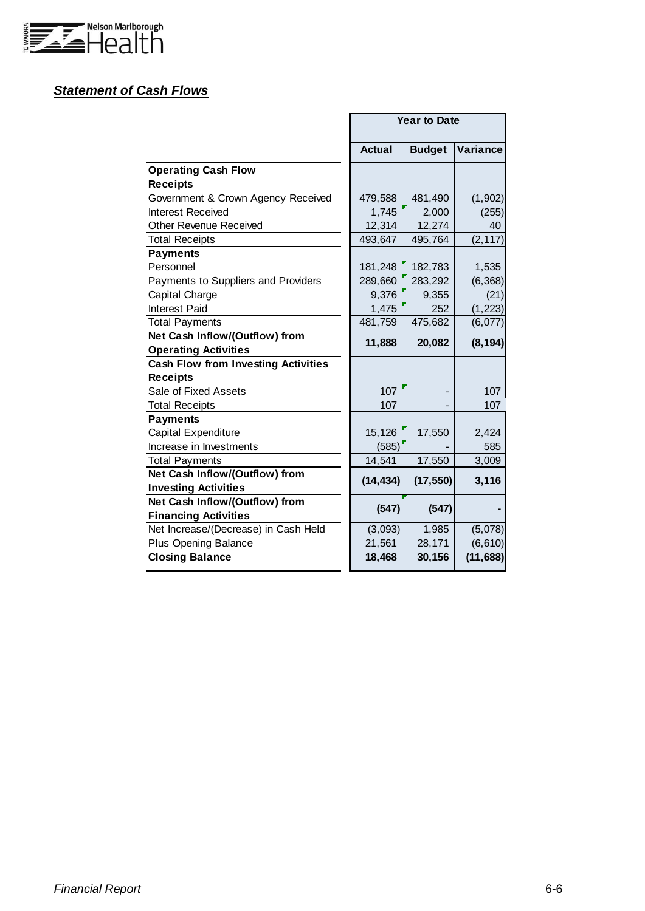***Statement of Cash Flows***

| | Year to Date | | |
|---|---|---|---|
| | **Actual** | **Budget** | **Variance** |
| **Operating Cash Flow** | | | |
| **Receipts** | | | |
| Government & Crown Agency Received | 479,588 | 481,490 | (1,902) |
| Interest Received | 1,745 | 2,000 | (255) |
| Other Revenue Received | 12,314 | 12,274 | 40 |
| Total Receipts | 493,647 | 495,764 | (2,117) |
| **Payments** | | | |
| Personnel | 181,248 | 182,783 | 1,535 |
| Payments to Suppliers and Providers | 289,660 | 283,292 | (6,368) |
| Capital Charge | 9,376 | 9,355 | (21) |
| Interest Paid | 1,475 | 252 | (1,223) |
| Total Payments | 481,759 | 475,682 | (6,077) |
| **Net Cash Inflow/(Outflow) from Operating Activities** | **11,888** | **20,082** | **(8,194)** |
| **Cash Flow from Investing Activities** | | | |
| **Receipts** | | | |
| Sale of Fixed Assets | 107 | - | 107 |
| Total Receipts | 107 | - | 107 |
| **Payments** | | | |
| Capital Expenditure | 15,126 | 17,550 | 2,424 |
| Increase in Investments | (585) | - | 585 |
| Total Payments | 14,541 | 17,550 | 3,009 |
| **Net Cash Inflow/(Outflow) from Investing Activities** | **(14,434)** | **(17,550)** | **3,116** |
| **Net Cash Inflow/(Outflow) from Financing Activities** | **(547)** | **(547)** | **-** |
| Net Increase/(Decrease) in Cash Held | (3,093) | 1,985 | (5,078) |
| Plus Opening Balance | 21,561 | 28,171 | (6,610) |
| **Closing Balance** | **18,468** | **30,156** | **(11,688)** |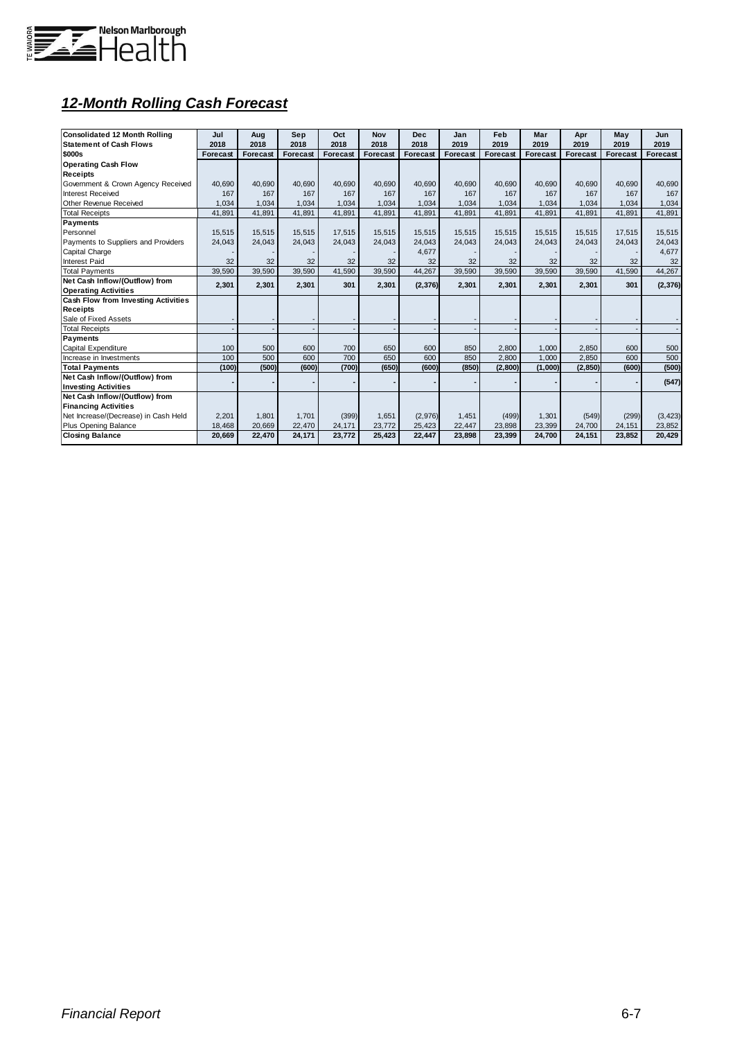## *12-Month Rolling Cash Forecast*

| Consolidated 12 Month Rolling Statement of Cash Flows $000s | Jul 2018 Forecast | Aug 2018 Forecast | Sep 2018 Forecast | Oct 2018 Forecast | Nov 2018 Forecast | Dec 2018 Forecast | Jan 2019 Forecast | Feb 2019 Forecast | Mar 2019 Forecast | Apr 2019 Forecast | May 2019 Forecast | Jun 2019 Forecast |
|---|---|---|---|---|---|---|---|---|---|---|---|---|
| **Operating Cash Flow** | | | | | | | | | | | | |
| **Receipts** | | | | | | | | | | | | |
| Government & Crown Agency Received | 40,690 | 40,690 | 40,690 | 40,690 | 40,690 | 40,690 | 40,690 | 40,690 | 40,690 | 40,690 | 40,690 | 40,690 |
| Interest Received | 167 | 167 | 167 | 167 | 167 | 167 | 167 | 167 | 167 | 167 | 167 | 167 |
| Other Revenue Received | 1,034 | 1,034 | 1,034 | 1,034 | 1,034 | 1,034 | 1,034 | 1,034 | 1,034 | 1,034 | 1,034 | 1,034 |
| Total Receipts | 41,891 | 41,891 | 41,891 | 41,891 | 41,891 | 41,891 | 41,891 | 41,891 | 41,891 | 41,891 | 41,891 | 41,891 |
| **Payments** | | | | | | | | | | | | |
| Personnel | 15,515 | 15,515 | 15,515 | 17,515 | 15,515 | 15,515 | 15,515 | 15,515 | 15,515 | 15,515 | 17,515 | 15,515 |
| Payments to Suppliers and Providers | 24,043 | 24,043 | 24,043 | 24,043 | 24,043 | 24,043 | 24,043 | 24,043 | 24,043 | 24,043 | 24,043 | 24,043 |
| Capital Charge | - | - | - | - | - | 4,677 | - | - | - | - | - | 4,677 |
| Interest Paid | 32 | 32 | 32 | 32 | 32 | 32 | 32 | 32 | 32 | 32 | 32 | 32 |
| Total Payments | 39,590 | 39,590 | 39,590 | 41,590 | 39,590 | 44,267 | 39,590 | 39,590 | 39,590 | 39,590 | 41,590 | 44,267 |
| **Net Cash Inflow/(Outflow) from Operating Activities** | **2,301** | **2,301** | **2,301** | **301** | **2,301** | **(2,376)** | **2,301** | **2,301** | **2,301** | **2,301** | **301** | **(2,376)** |
| **Cash Flow from Investing Activities** | | | | | | | | | | | | |
| **Receipts** | | | | | | | | | | | | |
| Sale of Fixed Assets | - | - | - | - | - | - | - | - | - | - | - | - |
| Total Receipts | - | - | - | - | - | - | - | - | - | - | - | - |
| **Payments** | | | | | | | | | | | | |
| Capital Expenditure | 100 | 500 | 600 | 700 | 650 | 600 | 850 | 2,800 | 1,000 | 2,850 | 600 | 500 |
| Increase in Investments | 100 | 500 | 600 | 700 | 650 | 600 | 850 | 2,800 | 1,000 | 2,850 | 600 | 500 |
| **Total Payments** | **(100)** | **(500)** | **(600)** | **(700)** | **(650)** | **(600)** | **(850)** | **(2,800)** | **(1,000)** | **(2,850)** | **(600)** | **(500)** |
| **Net Cash Inflow/(Outflow) from Investing Activities** | **-** | **-** | **-** | **-** | **-** | **-** | **-** | **-** | **-** | **-** | **-** | **(547)** |
| **Net Cash Inflow/(Outflow) from Financing Activities** | | | | | | | | | | | | |
| Net Increase/(Decrease) in Cash Held | 2,201 | 1,801 | 1,701 | (399) | 1,651 | (2,976) | 1,451 | (499) | 1,301 | (549) | (299) | (3,423) |
| Plus Opening Balance | 18,468 | 20,669 | 22,470 | 24,171 | 23,772 | 25,423 | 22,447 | 23,898 | 23,399 | 24,700 | 24,151 | 23,852 |
| **Closing Balance** | **20,669** | **22,470** | **24,171** | **23,772** | **25,423** | **22,447** | **23,898** | **23,399** | **24,700** | **24,151** | **23,852** | **20,429** |